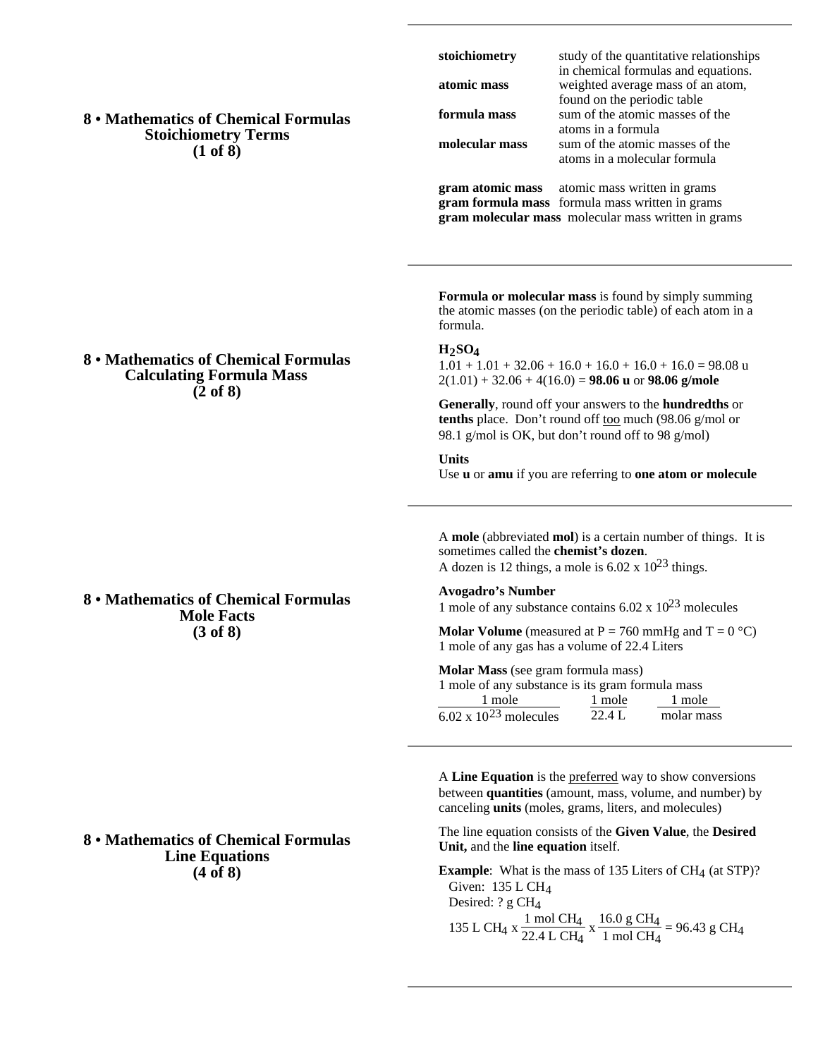## 8 • Mathematics of Chemical Formulas
## Stoichiometry Terms
## (1 of 8)

| | |
|---|---|
| **stoichiometry** | study of the quantitative relationships in chemical formulas and equations. |
| **atomic mass** | weighted average mass of an atom, found on the periodic table |
| **formula mass** | sum of the atomic masses of the atoms in a formula |
| **molecular mass** | sum of the atomic masses of the atoms in a molecular formula |

**gram atomic mass** atomic mass written in grams
**gram formula mass** formula mass written in grams
**gram molecular mass** molecular mass written in grams

## 8 • Mathematics of Chemical Formulas
## Calculating Formula Mass
## (2 of 8)

**Formula or molecular mass** is found by simply summing the atomic masses (on the periodic table) of each atom in a formula.

**$H_2SO_4$**
1.01 + 1.01 + 32.06 + 16.0 + 16.0 + 16.0 + 16.0 = 98.08 u
2(1.01) + 32.06 + 4(16.0) = **98.06 u** or **98.06 g/mole**

**Generally**, round off your answers to the **hundredths** or **tenths** place. Don't round off too much (98.06 g/mol or 98.1 g/mol is OK, but don't round off to 98 g/mol)

**Units**
Use **u** or **amu** if you are referring to **one atom or molecule**

## 8 • Mathematics of Chemical Formulas
## Mole Facts
## (3 of 8)

A **mole** (abbreviated **mol**) is a certain number of things. It is sometimes called the **chemist's dozen**.
A dozen is 12 things, a mole is $6.02 \times 10^{23}$ things.

**Avogadro's Number**
1 mole of any substance contains $6.02 \times 10^{23}$ molecules

**Molar Volume** (measured at P = 760 mmHg and T = 0 °C)
1 mole of any gas has a volume of 22.4 Liters

**Molar Mass** (see gram formula mass)
1 mole of any substance is its gram formula mass

$$\frac{1 \text{ mole}}{6.02 \times 10^{23} \text{ molecules}} \qquad \frac{1 \text{ mole}}{22.4 \text{ L}} \qquad \frac{1 \text{ mole}}{\text{molar mass}}$$

## 8 • Mathematics of Chemical Formulas
## Line Equations
## (4 of 8)

A **Line Equation** is the preferred way to show conversions between **quantities** (amount, mass, volume, and number) by canceling **units** (moles, grams, liters, and molecules)

The line equation consists of the **Given Value**, the **Desired Unit,** and the **line equation** itself.

**Example**: What is the mass of 135 Liters of $CH_4$ (at STP)?
Given: 135 L $CH_4$
Desired: ? g $CH_4$

$$135 \text{ L } CH_4 \times \frac{1 \text{ mol } CH_4}{22.4 \text{ L } CH_4} \times \frac{16.0 \text{ g } CH_4}{1 \text{ mol } CH_4} = 96.43 \text{ g } CH_4$$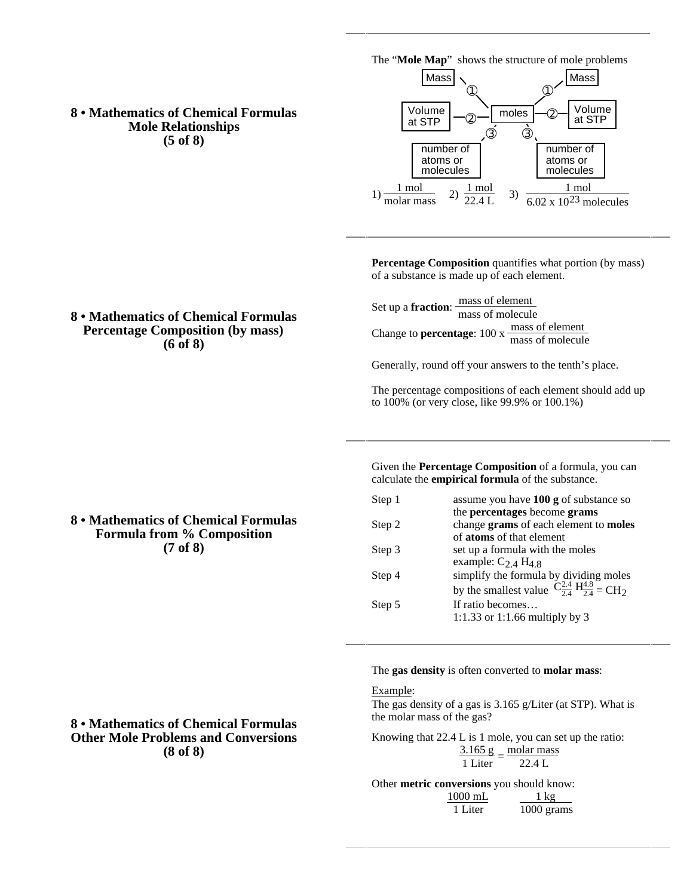## 8 • Mathematics of Chemical Formulas Mole Relationships (5 of 8)

The "**Mole Map**" shows the structure of mole problems

Mass — ① — moles — ① — Mass

Volume at STP — ② — moles — ② — Volume at STP

number of atoms or molecules — ③ — moles — ③ — number of atoms or molecules

1) $\frac{1 \text{ mol}}{\text{molar mass}}$  2) $\frac{1 \text{ mol}}{22.4 \text{ L}}$  3) $\frac{1 \text{ mol}}{6.02 \times 10^{23} \text{ molecules}}$

---

## 8 • Mathematics of Chemical Formulas Percentage Composition (by mass) (6 of 8)

**Percentage Composition** quantifies what portion (by mass) of a substance is made up of each element.

Set up a **fraction**: $\frac{\text{mass of element}}{\text{mass of molecule}}$

Change to **percentage**: $100 \times \frac{\text{mass of element}}{\text{mass of molecule}}$

Generally, round off your answers to the tenth's place.

The percentage compositions of each element should add up to 100% (or very close, like 99.9% or 100.1%)

---

## 8 • Mathematics of Chemical Formulas Formula from % Composition (7 of 8)

Given the **Percentage Composition** of a formula, you can calculate the **empirical formula** of the substance.

| | |
|---|---|
| Step 1 | assume you have **100 g** of substance so the **percentages** become **grams** |
| Step 2 | change **grams** of each element to **moles** of **atoms** of that element |
| Step 3 | set up a formula with the moles example: $C_{2.4}\ H_{4.8}$ |
| Step 4 | simplify the formula by dividing moles by the smallest value $C_{\frac{2.4}{2.4}}\ H_{\frac{4.8}{2.4}} = CH_2$ |
| Step 5 | If ratio becomes… 1:1.33 or 1:1.66 multiply by 3 |

---

## 8 • Mathematics of Chemical Formulas Other Mole Problems and Conversions (8 of 8)

The **gas density** is often converted to **molar mass**:

Example:
The gas density of a gas is 3.165 g/Liter (at STP). What is the molar mass of the gas?

Knowing that 22.4 L is 1 mole, you can set up the ratio:

$$\frac{3.165 \text{ g}}{1 \text{ Liter}} = \frac{\text{molar mass}}{22.4 \text{ L}}$$

Other **metric conversions** you should know:

$$\frac{1000 \text{ mL}}{1 \text{ Liter}} \qquad \frac{1 \text{ kg}}{1000 \text{ grams}}$$